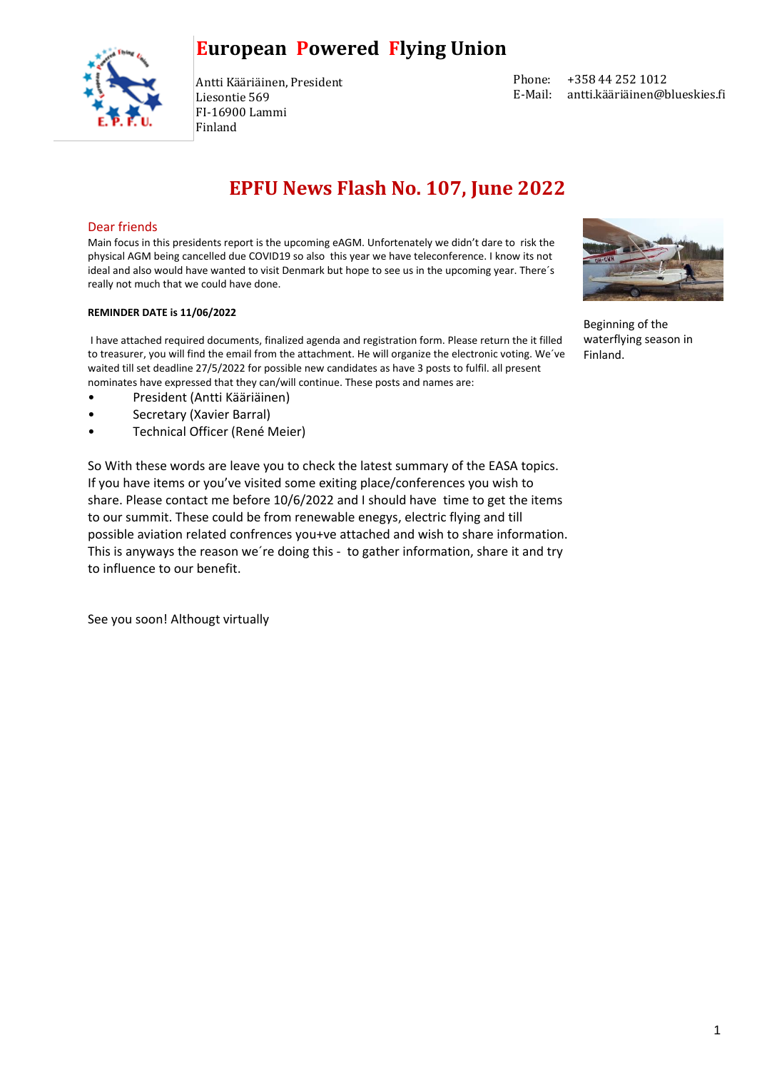# European Powered Flying Union

Antti Kääriäinen, President
Liesontie 569
FI-16900 Lammi
Finland

Phone: +358 44 252 1012
E-Mail: antti.kääriäinen@blueskies.fi

## EPFU News Flash No. 107, June 2022

### Dear friends

Main focus in this presidents report is the upcoming eAGM. Unfortenately we didn't dare to risk the physical AGM being cancelled due COVID19 so also this year we have teleconference. I know its not ideal and also would have wanted to visit Denmark but hope to see us in the upcoming year. There´s really not much that we could have done.

**REMINDER DATE is 11/06/2022**

I have attached required documents, finalized agenda and registration form. Please return the it filled to treasurer, you will find the email from the attachment. He will organize the electronic voting. We´ve waited till set deadline 27/5/2022 for possible new candidates as have 3 posts to fulfil. all present nominates have expressed that they can/will continue. These posts and names are:

- President (Antti Kääriäinen)
- Secretary (Xavier Barral)
- Technical Officer (René Meier)

So With these words are leave you to check the latest summary of the EASA topics. If you have items or you've visited some exiting place/conferences you wish to share. Please contact me before 10/6/2022 and I should have time to get the items to our summit. These could be from renewable enegys, electric flying and till possible aviation related confrences you+ve attached and wish to share information. This is anyways the reason we´re doing this - to gather information, share it and try to influence to our benefit.

See you soon! Althougt virtually

Beginning of the waterflying season in Finland.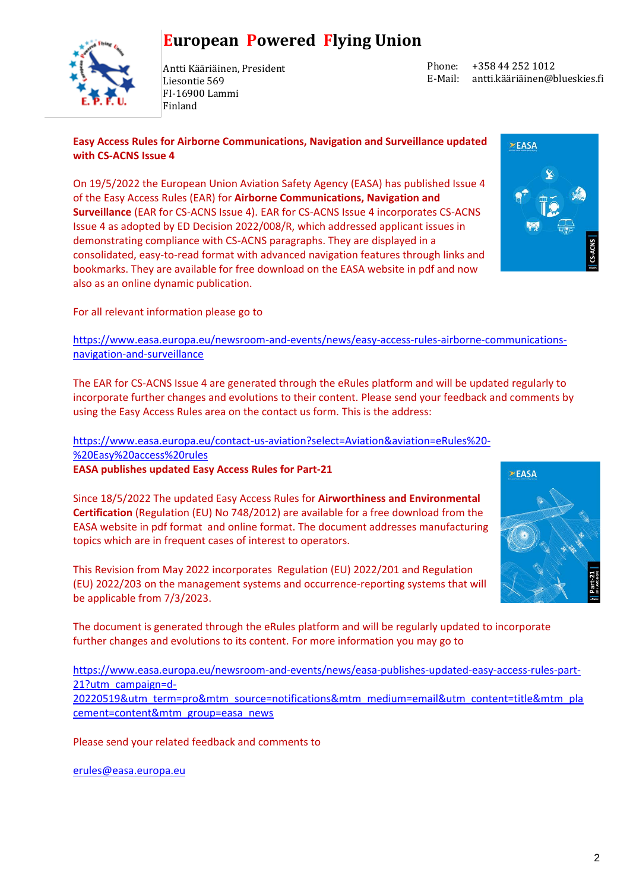# European Powered Flying Union

Antti Kääriäinen, President
Liesontie 569
FI-16900 Lammi
Finland

Phone: +358 44 252 1012
E-Mail: antti.kääriäinen@blueskies.fi

**Easy Access Rules for Airborne Communications, Navigation and Surveillance updated with CS-ACNS Issue 4**

On 19/5/2022 the European Union Aviation Safety Agency (EASA) has published Issue 4 of the Easy Access Rules (EAR) for **Airborne Communications, Navigation and Surveillance** (EAR for CS-ACNS Issue 4). EAR for CS-ACNS Issue 4 incorporates CS-ACNS Issue 4 as adopted by ED Decision 2022/008/R, which addressed applicant issues in demonstrating compliance with CS-ACNS paragraphs. They are displayed in a consolidated, easy-to-read format with advanced navigation features through links and bookmarks. They are available for free download on the EASA website in pdf and now also as an online dynamic publication.

For all relevant information please go to

https://www.easa.europa.eu/newsroom-and-events/news/easy-access-rules-airborne-communications-navigation-and-surveillance

The EAR for CS-ACNS Issue 4 are generated through the eRules platform and will be updated regularly to incorporate further changes and evolutions to their content. Please send your feedback and comments by using the Easy Access Rules area on the contact us form. This is the address:

https://www.easa.europa.eu/contact-us-aviation?select=Aviation&aviation=eRules%20-%20Easy%20access%20rules

**EASA publishes updated Easy Access Rules for Part-21**

Since 18/5/2022 The updated Easy Access Rules for **Airworthiness and Environmental Certification** (Regulation (EU) No 748/2012) are available for a free download from the EASA website in pdf format and online format. The document addresses manufacturing topics which are in frequent cases of interest to operators.

This Revision from May 2022 incorporates Regulation (EU) 2022/201 and Regulation (EU) 2022/203 on the management systems and occurrence-reporting systems that will be applicable from 7/3/2023.

The document is generated through the eRules platform and will be regularly updated to incorporate further changes and evolutions to its content. For more information you may go to

https://www.easa.europa.eu/newsroom-and-events/news/easa-publishes-updated-easy-access-rules-part-21?utm_campaign=d-20220519&utm_term=pro&mtm_source=notifications&mtm_medium=email&utm_content=title&mtm_placement=content&mtm_group=easa_news

Please send your related feedback and comments to

erules@easa.europa.eu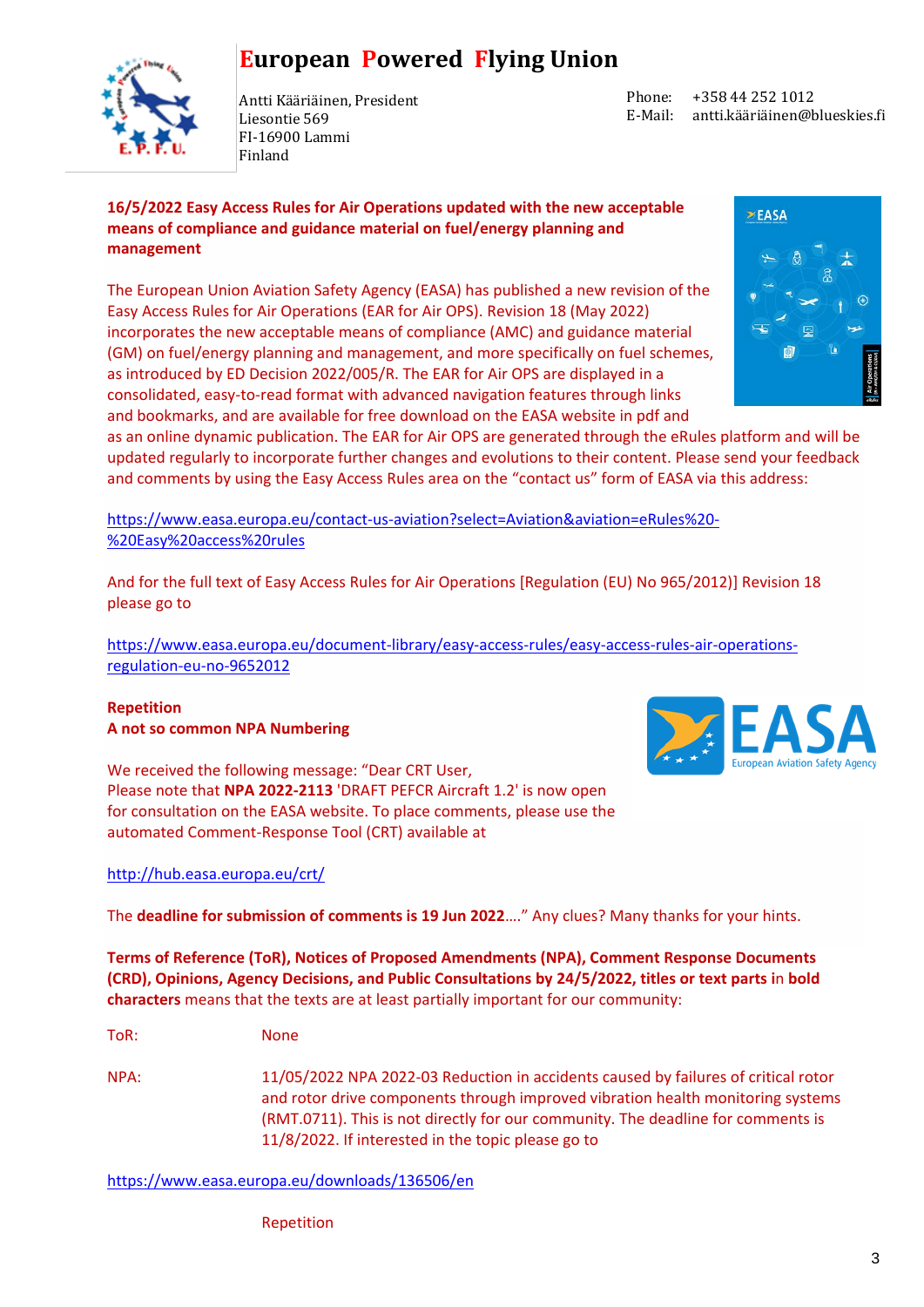# European Powered Flying Union

Antti Kääriäinen, President
Liesontie 569
FI-16900 Lammi
Finland

Phone: +358 44 252 1012
E-Mail: antti.kääriäinen@blueskies.fi

**16/5/2022 Easy Access Rules for Air Operations updated with the new acceptable means of compliance and guidance material on fuel/energy planning and management**

The European Union Aviation Safety Agency (EASA) has published a new revision of the Easy Access Rules for Air Operations (EAR for Air OPS). Revision 18 (May 2022) incorporates the new acceptable means of compliance (AMC) and guidance material (GM) on fuel/energy planning and management, and more specifically on fuel schemes, as introduced by ED Decision 2022/005/R. The EAR for Air OPS are displayed in a consolidated, easy-to-read format with advanced navigation features through links and bookmarks, and are available for free download on the EASA website in pdf and as an online dynamic publication. The EAR for Air OPS are generated through the eRules platform and will be updated regularly to incorporate further changes and evolutions to their content. Please send your feedback and comments by using the Easy Access Rules area on the "contact us" form of EASA via this address:

https://www.easa.europa.eu/contact-us-aviation?select=Aviation&aviation=eRules%20-%20Easy%20access%20rules

And for the full text of Easy Access Rules for Air Operations [Regulation (EU) No 965/2012)] Revision 18 please go to

https://www.easa.europa.eu/document-library/easy-access-rules/easy-access-rules-air-operations-regulation-eu-no-9652012

**Repetition**
**A not so common NPA Numbering**

We received the following message: "Dear CRT User,
Please note that **NPA 2022-2113** 'DRAFT PEFCR Aircraft 1.2' is now open for consultation on the EASA website. To place comments, please use the automated Comment-Response Tool (CRT) available at

http://hub.easa.europa.eu/crt/

The **deadline for submission of comments is 19 Jun 2022**…." Any clues? Many thanks for your hints.

**Terms of Reference (ToR), Notices of Proposed Amendments (NPA), Comment Response Documents (CRD), Opinions, Agency Decisions, and Public Consultations by 24/5/2022, titles or text parts in bold characters** means that the texts are at least partially important for our community:

ToR: None

NPA: 11/05/2022 NPA 2022-03 Reduction in accidents caused by failures of critical rotor and rotor drive components through improved vibration health monitoring systems (RMT.0711). This is not directly for our community. The deadline for comments is 11/8/2022. If interested in the topic please go to

https://www.easa.europa.eu/downloads/136506/en

Repetition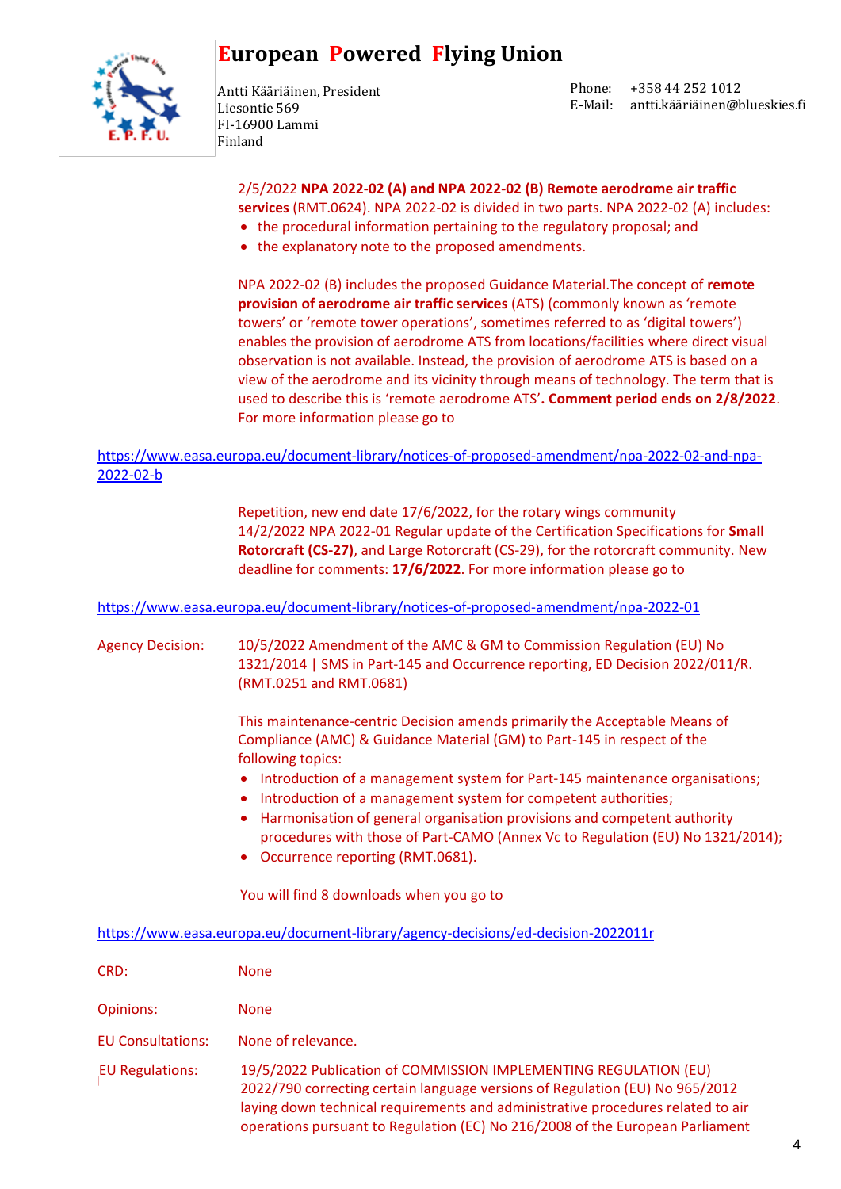**European Powered Flying Union**

Antti Kääriäinen, President
Liesontie 569
FI-16900 Lammi
Finland

Phone: +358 44 252 1012
E-Mail: antti.kääriäinen@blueskies.fi

2/5/2022 **NPA 2022-02 (A) and NPA 2022-02 (B) Remote aerodrome air traffic services** (RMT.0624). NPA 2022-02 is divided in two parts. NPA 2022-02 (A) includes:

- the procedural information pertaining to the regulatory proposal; and
- the explanatory note to the proposed amendments.

NPA 2022-02 (B) includes the proposed Guidance Material.The concept of **remote provision of aerodrome air traffic services** (ATS) (commonly known as 'remote towers' or 'remote tower operations', sometimes referred to as 'digital towers') enables the provision of aerodrome ATS from locations/facilities where direct visual observation is not available. Instead, the provision of aerodrome ATS is based on a view of the aerodrome and its vicinity through means of technology. The term that is used to describe this is 'remote aerodrome ATS'**. Comment period ends on 2/8/2022**. For more information please go to

https://www.easa.europa.eu/document-library/notices-of-proposed-amendment/npa-2022-02-and-npa-2022-02-b

Repetition, new end date 17/6/2022, for the rotary wings community
14/2/2022 NPA 2022-01 Regular update of the Certification Specifications for **Small Rotorcraft (CS-27)**, and Large Rotorcraft (CS-29), for the rotorcraft community. New deadline for comments: **17/6/2022**. For more information please go to

https://www.easa.europa.eu/document-library/notices-of-proposed-amendment/npa-2022-01

Agency Decision: 10/5/2022 Amendment of the AMC & GM to Commission Regulation (EU) No 1321/2014 | SMS in Part-145 and Occurrence reporting, ED Decision 2022/011/R. (RMT.0251 and RMT.0681)

This maintenance-centric Decision amends primarily the Acceptable Means of Compliance (AMC) & Guidance Material (GM) to Part-145 in respect of the following topics:

- Introduction of a management system for Part-145 maintenance organisations;
- Introduction of a management system for competent authorities;
- Harmonisation of general organisation provisions and competent authority procedures with those of Part-CAMO (Annex Vc to Regulation (EU) No 1321/2014);
- Occurrence reporting (RMT.0681).

You will find 8 downloads when you go to

https://www.easa.europa.eu/document-library/agency-decisions/ed-decision-2022011r

CRD: None

Opinions: None

EU Consultations: None of relevance.

EU Regulations: 19/5/2022 Publication of COMMISSION IMPLEMENTING REGULATION (EU) 2022/790 correcting certain language versions of Regulation (EU) No 965/2012 laying down technical requirements and administrative procedures related to air operations pursuant to Regulation (EC) No 216/2008 of the European Parliament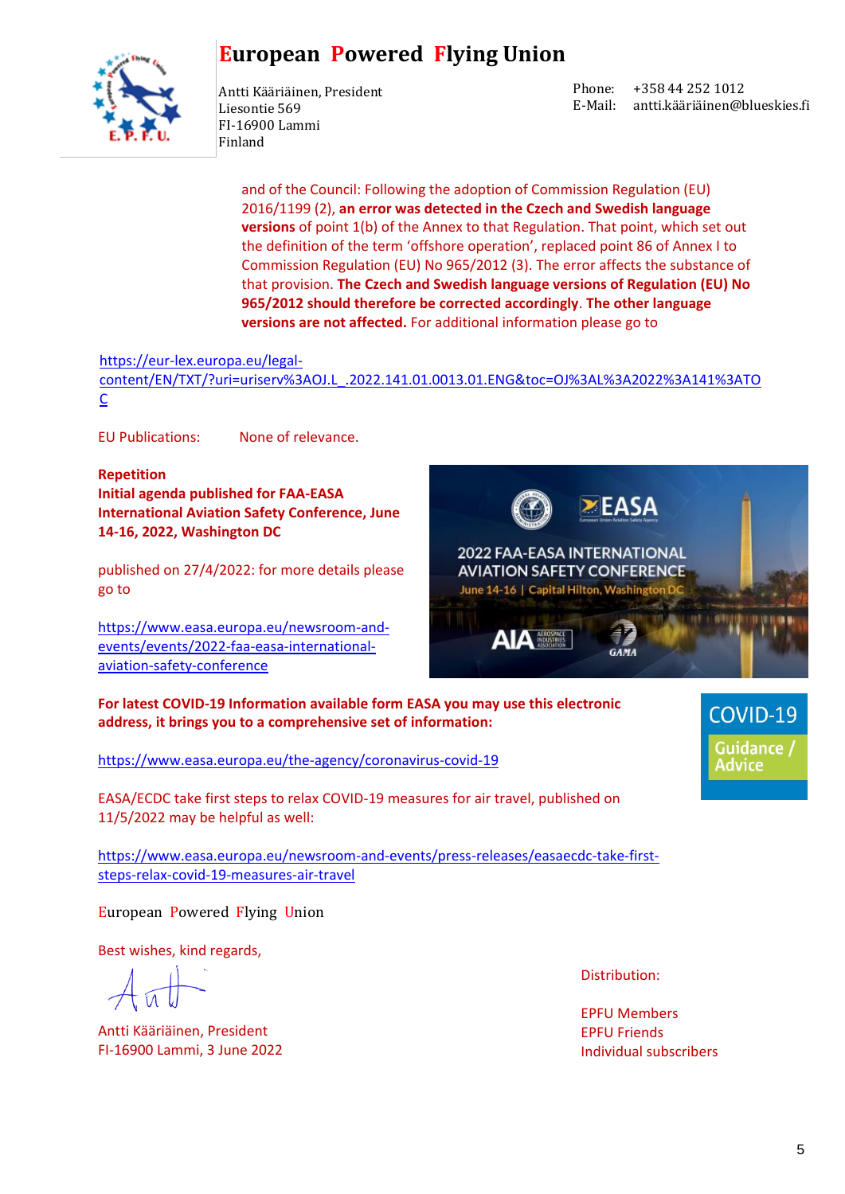# European Powered Flying Union

Antti Kääriäinen, President
Liesontie 569
FI-16900 Lammi
Finland

Phone: +358 44 252 1012
E-Mail: antti.kääriäinen@blueskies.fi

and of the Council: Following the adoption of Commission Regulation (EU) 2016/1199 (2), **an error was detected in the Czech and Swedish language versions** of point 1(b) of the Annex to that Regulation. That point, which set out the definition of the term 'offshore operation', replaced point 86 of Annex I to Commission Regulation (EU) No 965/2012 (3). The error affects the substance of that provision. **The Czech and Swedish language versions of Regulation (EU) No 965/2012 should therefore be corrected accordingly**. **The other language versions are not affected.** For additional information please go to

https://eur-lex.europa.eu/legal-content/EN/TXT/?uri=uriserv%3AOJ.L_.2022.141.01.0013.01.ENG&toc=OJ%3AL%3A2022%3A141%3ATOC

EU Publications: None of relevance.

**Repetition**
**Initial agenda published for FAA-EASA International Aviation Safety Conference, June 14-16, 2022, Washington DC**

published on 27/4/2022: for more details please go to

https://www.easa.europa.eu/newsroom-and-events/events/2022-faa-easa-international-aviation-safety-conference

**For latest COVID-19 Information available form EASA you may use this electronic address, it brings you to a comprehensive set of information:**

https://www.easa.europa.eu/the-agency/coronavirus-covid-19

EASA/ECDC take first steps to relax COVID-19 measures for air travel, published on 11/5/2022 may be helpful as well:

https://www.easa.europa.eu/newsroom-and-events/press-releases/easaecdc-take-first-steps-relax-covid-19-measures-air-travel

European Powered Flying Union

Best wishes, kind regards,

Antti Kääriäinen, President
FI-16900 Lammi, 3 June 2022

Distribution:

EPFU Members
EPFU Friends
Individual subscribers